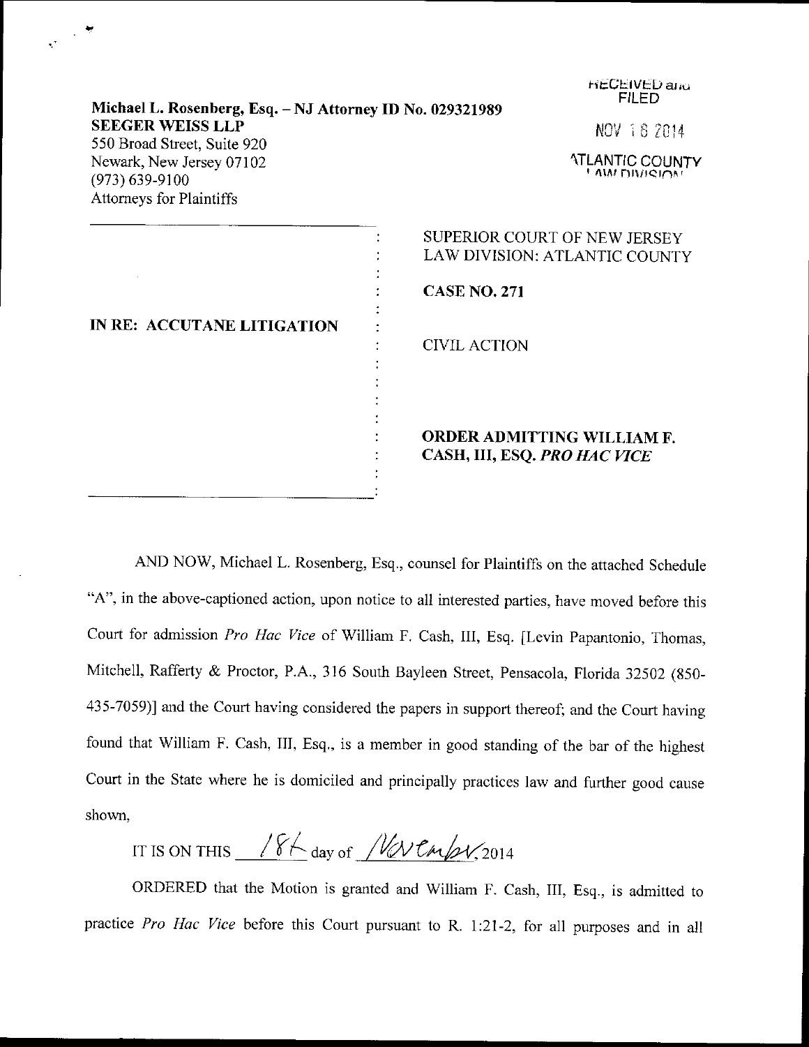Michael L. Rosenberg, Esq. – NJ Attorney ID No. 029321989
**SEEGER WEISS LLP**
550 Broad Street, Suite 920
Newark, New Jersey 07102
(973) 639-9100
Attorneys for Plaintiffs

RECEIVED and FILED

NOV 18 2014

ATLANTIC COUNTY LAW DIVISION

| | |
|---|---|
| **IN RE: ACCUTANE LITIGATION** | SUPERIOR COURT OF NEW JERSEY LAW DIVISION: ATLANTIC COUNTY<br><br>**CASE NO. 271**<br><br>CIVIL ACTION<br><br>**ORDER ADMITTING WILLIAM F. CASH, III, ESQ. *PRO HAC VICE*** |

AND NOW, Michael L. Rosenberg, Esq., counsel for Plaintiffs on the attached Schedule "A", in the above-captioned action, upon notice to all interested parties, have moved before this Court for admission *Pro Hac Vice* of William F. Cash, III, Esq. [Levin Papantonio, Thomas, Mitchell, Rafferty & Proctor, P.A., 316 South Bayleen Street, Pensacola, Florida 32502 (850-435-7059)] and the Court having considered the papers in support thereof; and the Court having found that William F. Cash, III, Esq., is a member in good standing of the bar of the highest Court in the State where he is domiciled and principally practices law and further good cause shown,

IT IS ON THIS 18th day of November, 2014

ORDERED that the Motion is granted and William F. Cash, III, Esq., is admitted to practice *Pro Hac Vice* before this Court pursuant to R. 1:21-2, for all purposes and in all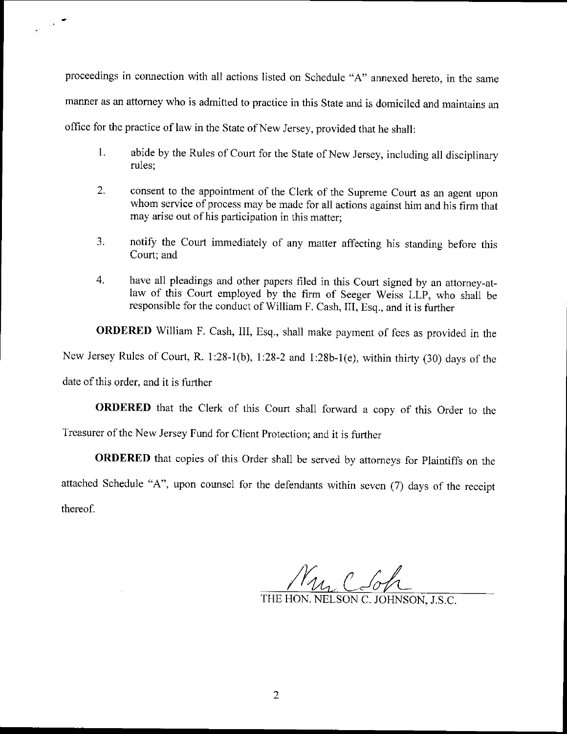proceedings in connection with all actions listed on Schedule "A" annexed hereto, in the same manner as an attorney who is admitted to practice in this State and is domiciled and maintains an office for the practice of law in the State of New Jersey, provided that he shall:

1. abide by the Rules of Court for the State of New Jersey, including all disciplinary rules;

2. consent to the appointment of the Clerk of the Supreme Court as an agent upon whom service of process may be made for all actions against him and his firm that may arise out of his participation in this matter;

3. notify the Court immediately of any matter affecting his standing before this Court; and

4. have all pleadings and other papers filed in this Court signed by an attorney-at-law of this Court employed by the firm of Seeger Weiss LLP, who shall be responsible for the conduct of William F. Cash, III, Esq., and it is further

**ORDERED** William F. Cash, III, Esq., shall make payment of fees as provided in the New Jersey Rules of Court, R. 1:28-1(b), 1:28-2 and 1:28b-1(e), within thirty (30) days of the date of this order, and it is further

**ORDERED** that the Clerk of this Court shall forward a copy of this Order to the Treasurer of the New Jersey Fund for Client Protection; and it is further

**ORDERED** that copies of this Order shall be served by attorneys for Plaintiffs on the attached Schedule "A", upon counsel for the defendants within seven (7) days of the receipt thereof.

THE HON. NELSON C. JOHNSON, J.S.C.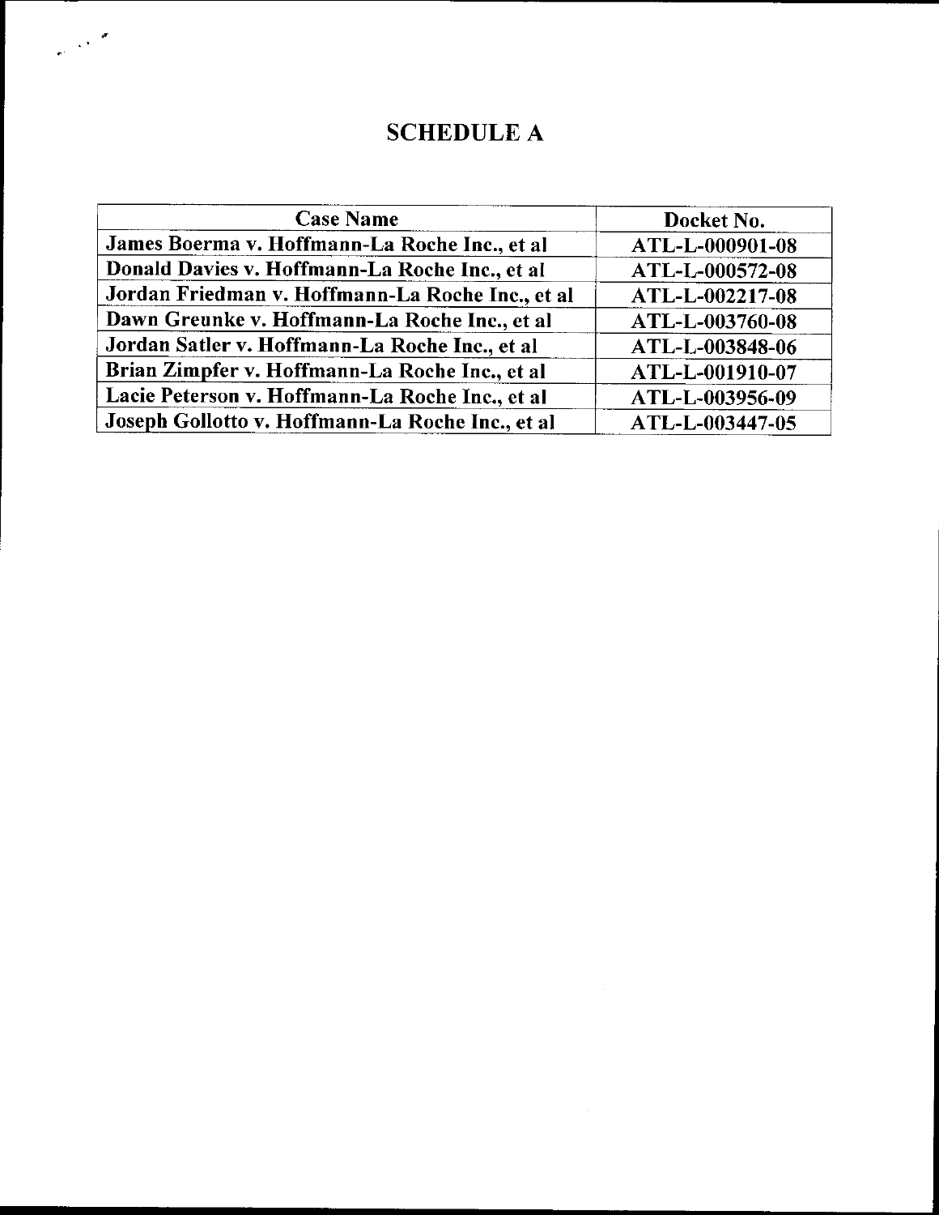# SCHEDULE A

| Case Name | Docket No. |
|---|---|
| James Boerma v. Hoffmann-La Roche Inc., et al | ATL-L-000901-08 |
| Donald Davies v. Hoffmann-La Roche Inc., et al | ATL-L-000572-08 |
| Jordan Friedman v. Hoffmann-La Roche Inc., et al | ATL-L-002217-08 |
| Dawn Greunke v. Hoffmann-La Roche Inc., et al | ATL-L-003760-08 |
| Jordan Satler v. Hoffmann-La Roche Inc., et al | ATL-L-003848-06 |
| Brian Zimpfer v. Hoffmann-La Roche Inc., et al | ATL-L-001910-07 |
| Lacie Peterson v. Hoffmann-La Roche Inc., et al | ATL-L-003956-09 |
| Joseph Gollotto v. Hoffmann-La Roche Inc., et al | ATL-L-003447-05 |